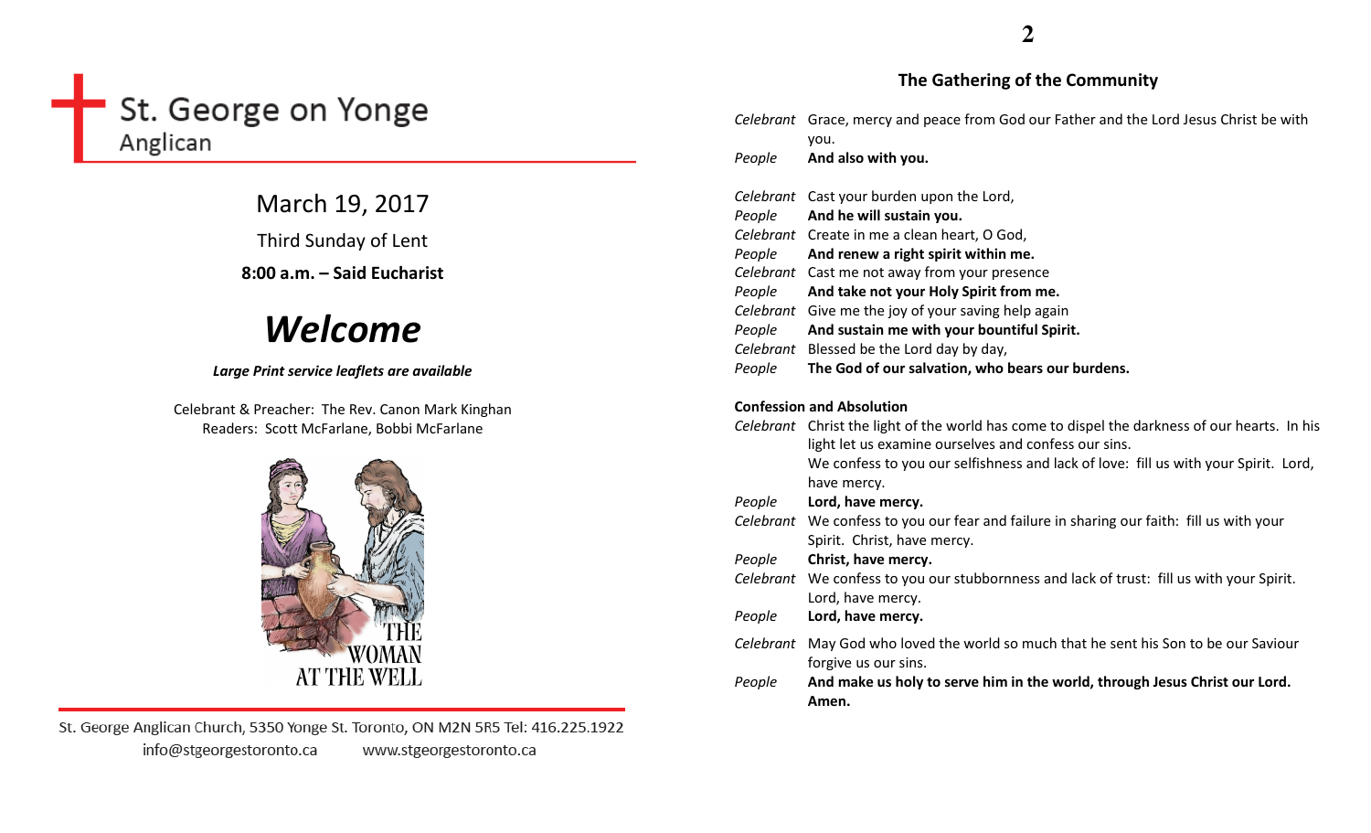# St. George on Yonge

Anglican

March 19, 2017

Third Sunday of Lent

**8:00 a.m. – Said Eucharist**

# *Welcome*

***Large Print service leaflets are available***

Celebrant & Preacher: The Rev. Canon Mark Kinghan
Readers: Scott McFarlane, Bobbi McFarlane

THE WOMAN AT THE WELL

St. George Anglican Church, 5350 Yonge St. Toronto, ON M2N 5R5 Tel: 416.225.1922
info@stgeorgestoronto.ca www.stgeorgestoronto.ca

## The Gathering of the Community

*Celebrant* Grace, mercy and peace from God our Father and the Lord Jesus Christ be with you.
*People* **And also with you.**

*Celebrant* Cast your burden upon the Lord,
*People* **And he will sustain you.**
*Celebrant* Create in me a clean heart, O God,
*People* **And renew a right spirit within me.**
*Celebrant* Cast me not away from your presence
*People* **And take not your Holy Spirit from me.**
*Celebrant* Give me the joy of your saving help again
*People* **And sustain me with your bountiful Spirit.**
*Celebrant* Blessed be the Lord day by day,
*People* **The God of our salvation, who bears our burdens.**

**Confession and Absolution**

*Celebrant* Christ the light of the world has come to dispel the darkness of our hearts. In his light let us examine ourselves and confess our sins.
We confess to you our selfishness and lack of love: fill us with your Spirit. Lord, have mercy.
*People* **Lord, have mercy.**
*Celebrant* We confess to you our fear and failure in sharing our faith: fill us with your Spirit. Christ, have mercy.
*People* **Christ, have mercy.**
*Celebrant* We confess to you our stubbornness and lack of trust: fill us with your Spirit. Lord, have mercy.
*People* **Lord, have mercy.**

*Celebrant* May God who loved the world so much that he sent his Son to be our Saviour forgive us our sins.
*People* **And make us holy to serve him in the world, through Jesus Christ our Lord. Amen.**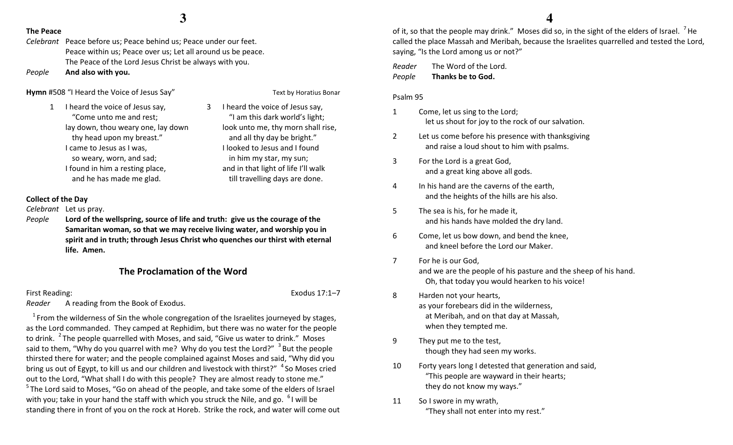**The Peace**

*Celebrant* Peace before us; Peace behind us; Peace under our feet.
Peace within us; Peace over us; Let all around us be peace.
The Peace of the Lord Jesus Christ be always with you.

*People* **And also with you.**

**Hymn** #508 "I Heard the Voice of Jesus Say" Text by Horatius Bonar

1 I heard the voice of Jesus say,
"Come unto me and rest;
lay down, thou weary one, lay down
thy head upon my breast."
I came to Jesus as I was,
so weary, worn, and sad;
I found in him a resting place,
and he has made me glad.

3 I heard the voice of Jesus say,
"I am this dark world's light;
look unto me, thy morn shall rise,
and all thy day be bright."
I looked to Jesus and I found
in him my star, my sun;
and in that light of life I'll walk
till travelling days are done.

**Collect of the Day**

*Celebrant* Let us pray.

*People* **Lord of the wellspring, source of life and truth: give us the courage of the Samaritan woman, so that we may receive living water, and worship you in spirit and in truth; through Jesus Christ who quenches our thirst with eternal life. Amen.**

## The Proclamation of the Word

First Reading: Exodus 17:1–7

*Reader* A reading from the Book of Exodus.

[1] From the wilderness of Sin the whole congregation of the Israelites journeyed by stages, as the Lord commanded. They camped at Rephidim, but there was no water for the people to drink. [2] The people quarrelled with Moses, and said, "Give us water to drink." Moses said to them, "Why do you quarrel with me? Why do you test the Lord?" [3] But the people thirsted there for water; and the people complained against Moses and said, "Why did you bring us out of Egypt, to kill us and our children and livestock with thirst?" [4] So Moses cried out to the Lord, "What shall I do with this people? They are almost ready to stone me." [5] The Lord said to Moses, "Go on ahead of the people, and take some of the elders of Israel with you; take in your hand the staff with which you struck the Nile, and go. [6] I will be standing there in front of you on the rock at Horeb. Strike the rock, and water will come out of it, so that the people may drink." Moses did so, in the sight of the elders of Israel. [7] He called the place Massah and Meribah, because the Israelites quarrelled and tested the Lord, saying, "Is the Lord among us or not?"

*Reader* The Word of the Lord.

*People* **Thanks be to God.**

Psalm 95

1 Come, let us sing to the Lord;
let us shout for joy to the rock of our salvation.

2 Let us come before his presence with thanksgiving
and raise a loud shout to him with psalms.

3 For the Lord is a great God,
and a great king above all gods.

4 In his hand are the caverns of the earth,
and the heights of the hills are his also.

5 The sea is his, for he made it,
and his hands have molded the dry land.

6 Come, let us bow down, and bend the knee,
and kneel before the Lord our Maker.

7 For he is our God,
and we are the people of his pasture and the sheep of his hand.
Oh, that today you would hearken to his voice!

8 Harden not your hearts,
as your forebears did in the wilderness,
at Meribah, and on that day at Massah,
when they tempted me.

9 They put me to the test,
though they had seen my works.

10 Forty years long I detested that generation and said,
"This people are wayward in their hearts;
they do not know my ways."

11 So I swore in my wrath,
"They shall not enter into my rest."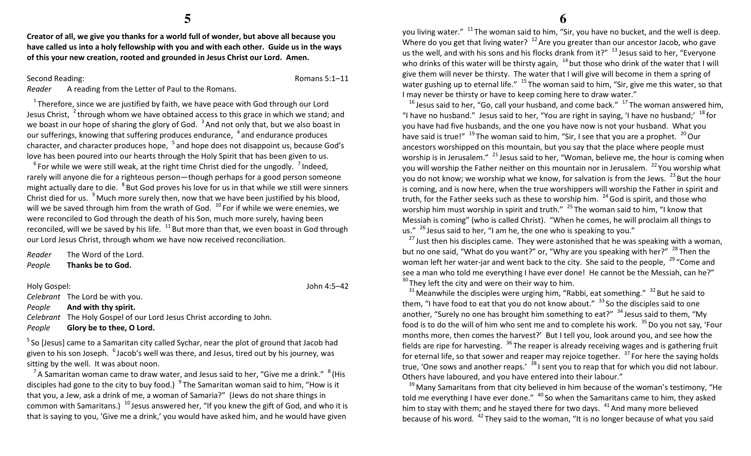**Creator of all, we give you thanks for a world full of wonder, but above all because you have called us into a holy fellowship with you and with each other. Guide us in the ways of this your new creation, rooted and grounded in Jesus Christ our Lord. Amen.**

Second Reading: Romans 5:1–11

*Reader* A reading from the Letter of Paul to the Romans.

[1] Therefore, since we are justified by faith, we have peace with God through our Lord Jesus Christ, [2] through whom we have obtained access to this grace in which we stand; and we boast in our hope of sharing the glory of God. [3] And not only that, but we also boast in our sufferings, knowing that suffering produces endurance, [4] and endurance produces character, and character produces hope, [5] and hope does not disappoint us, because God's love has been poured into our hearts through the Holy Spirit that has been given to us.

[6] For while we were still weak, at the right time Christ died for the ungodly. [7] Indeed, rarely will anyone die for a righteous person—though perhaps for a good person someone might actually dare to die. [8] But God proves his love for us in that while we still were sinners Christ died for us. [9] Much more surely then, now that we have been justified by his blood, will we be saved through him from the wrath of God. [10] For if while we were enemies, we were reconciled to God through the death of his Son, much more surely, having been reconciled, will we be saved by his life. [11] But more than that, we even boast in God through our Lord Jesus Christ, through whom we have now received reconciliation.

*Reader* The Word of the Lord.
*People* **Thanks be to God.**

Holy Gospel: John 4:5–42

*Celebrant* The Lord be with you.
*People* **And with thy spirit.**
*Celebrant* The Holy Gospel of our Lord Jesus Christ according to John.
*People* **Glory be to thee, O Lord.**

[5] So [Jesus] came to a Samaritan city called Sychar, near the plot of ground that Jacob had given to his son Joseph. [6] Jacob's well was there, and Jesus, tired out by his journey, was sitting by the well. It was about noon.

[7] A Samaritan woman came to draw water, and Jesus said to her, "Give me a drink." [8] (His disciples had gone to the city to buy food.) [9] The Samaritan woman said to him, "How is it that you, a Jew, ask a drink of me, a woman of Samaria?" (Jews do not share things in common with Samaritans.) [10] Jesus answered her, "If you knew the gift of God, and who it is that is saying to you, 'Give me a drink,' you would have asked him, and he would have given you living water." [11] The woman said to him, "Sir, you have no bucket, and the well is deep. Where do you get that living water? [12] Are you greater than our ancestor Jacob, who gave us the well, and with his sons and his flocks drank from it?" [13] Jesus said to her, "Everyone who drinks of this water will be thirsty again, [14] but those who drink of the water that I will give them will never be thirsty. The water that I will give will become in them a spring of water gushing up to eternal life." [15] The woman said to him, "Sir, give me this water, so that I may never be thirsty or have to keep coming here to draw water."

[16] Jesus said to her, "Go, call your husband, and come back." [17] The woman answered him, "I have no husband." Jesus said to her, "You are right in saying, 'I have no husband;' [18] for you have had five husbands, and the one you have now is not your husband. What you have said is true!" [19] The woman said to him, "Sir, I see that you are a prophet. [20] Our ancestors worshipped on this mountain, but you say that the place where people must worship is in Jerusalem." [21] Jesus said to her, "Woman, believe me, the hour is coming when you will worship the Father neither on this mountain nor in Jerusalem. [22] You worship what you do not know; we worship what we know, for salvation is from the Jews. [23] But the hour is coming, and is now here, when the true worshippers will worship the Father in spirit and truth, for the Father seeks such as these to worship him. [24] God is spirit, and those who worship him must worship in spirit and truth." [25] The woman said to him, "I know that Messiah is coming" (who is called Christ). "When he comes, he will proclaim all things to us." [26] Jesus said to her, "I am he, the one who is speaking to you."

[27] Just then his disciples came. They were astonished that he was speaking with a woman, but no one said, "What do you want?" or, "Why are you speaking with her?" [28] Then the woman left her water-jar and went back to the city. She said to the people, [29] "Come and see a man who told me everything I have ever done! He cannot be the Messiah, can he?" [30] They left the city and were on their way to him.

[31] Meanwhile the disciples were urging him, "Rabbi, eat something." [32] But he said to them, "I have food to eat that you do not know about." [33] So the disciples said to one another, "Surely no one has brought him something to eat?" [34] Jesus said to them, "My food is to do the will of him who sent me and to complete his work. [35] Do you not say, 'Four months more, then comes the harvest?' But I tell you, look around you, and see how the fields are ripe for harvesting. [36] The reaper is already receiving wages and is gathering fruit for eternal life, so that sower and reaper may rejoice together. [37] For here the saying holds true, 'One sows and another reaps.' [38] I sent you to reap that for which you did not labour. Others have laboured, and you have entered into their labour."

[39] Many Samaritans from that city believed in him because of the woman's testimony, "He told me everything I have ever done." [40] So when the Samaritans came to him, they asked him to stay with them; and he stayed there for two days. [41] And many more believed because of his word. [42] They said to the woman, "It is no longer because of what you said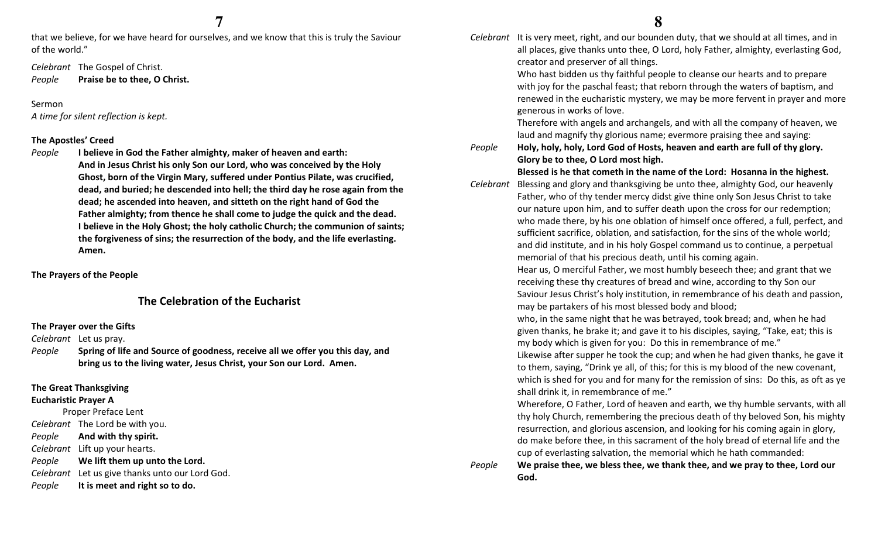that we believe, for we have heard for ourselves, and we know that this is truly the Saviour of the world."

*Celebrant* The Gospel of Christ.
*People* **Praise be to thee, O Christ.**

Sermon
*A time for silent reflection is kept.*

**The Apostles' Creed**

*People* **I believe in God the Father almighty, maker of heaven and earth: And in Jesus Christ his only Son our Lord, who was conceived by the Holy Ghost, born of the Virgin Mary, suffered under Pontius Pilate, was crucified, dead, and buried; he descended into hell; the third day he rose again from the dead; he ascended into heaven, and sitteth on the right hand of God the Father almighty; from thence he shall come to judge the quick and the dead. I believe in the Holy Ghost; the holy catholic Church; the communion of saints; the forgiveness of sins; the resurrection of the body, and the life everlasting. Amen.**

**The Prayers of the People**

## The Celebration of the Eucharist

**The Prayer over the Gifts**

*Celebrant* Let us pray.
*People* **Spring of life and Source of goodness, receive all we offer you this day, and bring us to the living water, Jesus Christ, your Son our Lord. Amen.**

**The Great Thanksgiving**
**Eucharistic Prayer A**

Proper Preface Lent

*Celebrant* The Lord be with you.
*People* **And with thy spirit.**
*Celebrant* Lift up your hearts.
*People* **We lift them up unto the Lord.**
*Celebrant* Let us give thanks unto our Lord God.
*People* **It is meet and right so to do.**

*Celebrant* It is very meet, right, and our bounden duty, that we should at all times, and in all places, give thanks unto thee, O Lord, holy Father, almighty, everlasting God, creator and preserver of all things.
Who hast bidden us thy faithful people to cleanse our hearts and to prepare with joy for the paschal feast; that reborn through the waters of baptism, and renewed in the eucharistic mystery, we may be more fervent in prayer and more generous in works of love.
Therefore with angels and archangels, and with all the company of heaven, we laud and magnify thy glorious name; evermore praising thee and saying:

*People* **Holy, holy, holy, Lord God of Hosts, heaven and earth are full of thy glory. Glory be to thee, O Lord most high.**
**Blessed is he that cometh in the name of the Lord: Hosanna in the highest.**

*Celebrant* Blessing and glory and thanksgiving be unto thee, almighty God, our heavenly Father, who of thy tender mercy didst give thine only Son Jesus Christ to take our nature upon him, and to suffer death upon the cross for our redemption; who made there, by his one oblation of himself once offered, a full, perfect, and sufficient sacrifice, oblation, and satisfaction, for the sins of the whole world; and did institute, and in his holy Gospel command us to continue, a perpetual memorial of that his precious death, until his coming again.
Hear us, O merciful Father, we most humbly beseech thee; and grant that we receiving these thy creatures of bread and wine, according to thy Son our Saviour Jesus Christ's holy institution, in remembrance of his death and passion, may be partakers of his most blessed body and blood;
who, in the same night that he was betrayed, took bread; and, when he had given thanks, he brake it; and gave it to his disciples, saying, "Take, eat; this is my body which is given for you: Do this in remembrance of me."
Likewise after supper he took the cup; and when he had given thanks, he gave it to them, saying, "Drink ye all, of this; for this is my blood of the new covenant, which is shed for you and for many for the remission of sins: Do this, as oft as ye shall drink it, in remembrance of me."
Wherefore, O Father, Lord of heaven and earth, we thy humble servants, with all thy holy Church, remembering the precious death of thy beloved Son, his mighty resurrection, and glorious ascension, and looking for his coming again in glory, do make before thee, in this sacrament of the holy bread of eternal life and the cup of everlasting salvation, the memorial which he hath commanded:

*People* **We praise thee, we bless thee, we thank thee, and we pray to thee, Lord our God.**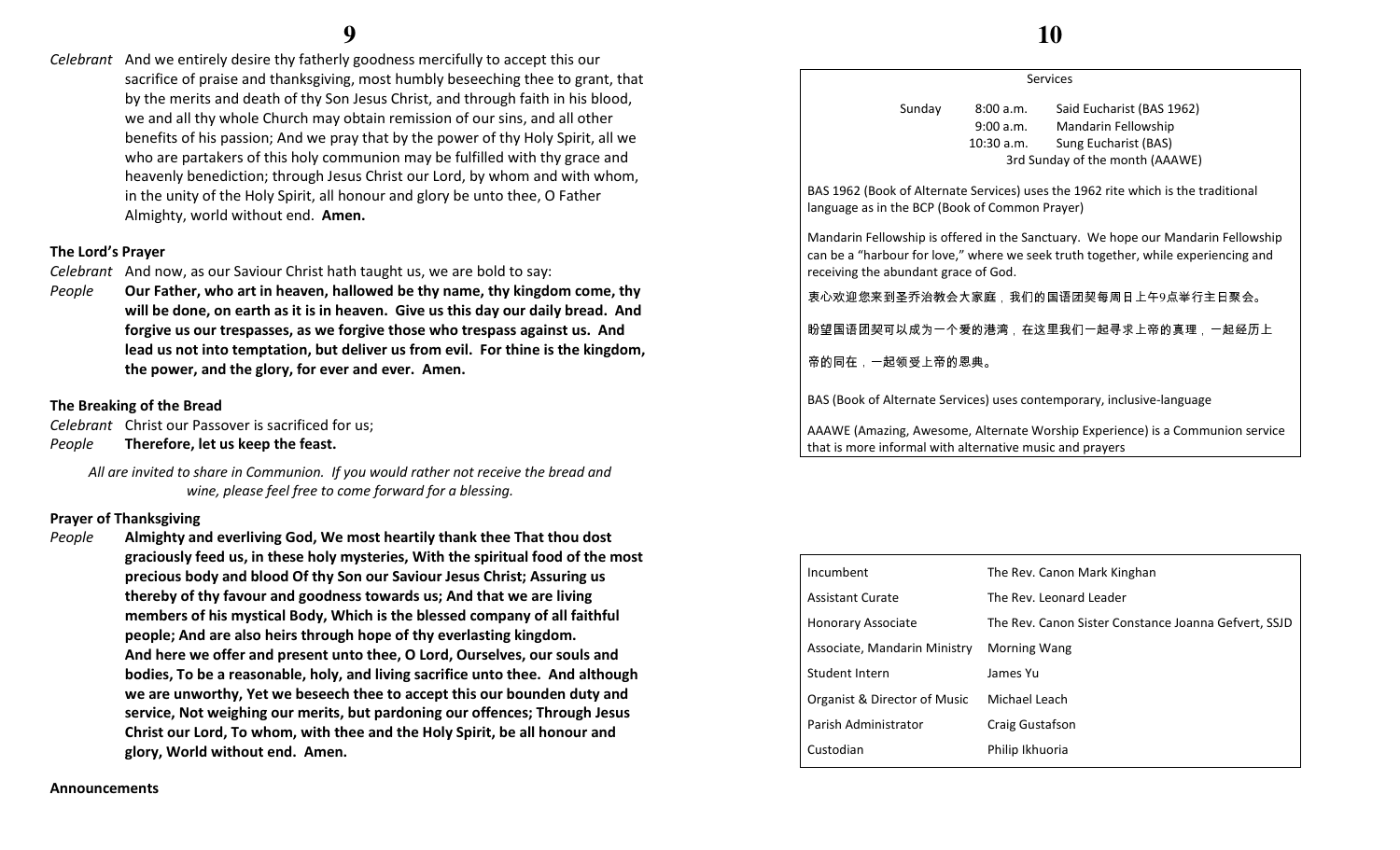*Celebrant* And we entirely desire thy fatherly goodness mercifully to accept this our sacrifice of praise and thanksgiving, most humbly beseeching thee to grant, that by the merits and death of thy Son Jesus Christ, and through faith in his blood, we and all thy whole Church may obtain remission of our sins, and all other benefits of his passion; And we pray that by the power of thy Holy Spirit, all we who are partakers of this holy communion may be fulfilled with thy grace and heavenly benediction; through Jesus Christ our Lord, by whom and with whom, in the unity of the Holy Spirit, all honour and glory be unto thee, O Father Almighty, world without end. **Amen.**

### The Lord's Prayer

*Celebrant* And now, as our Saviour Christ hath taught us, we are bold to say:

*People* **Our Father, who art in heaven, hallowed be thy name, thy kingdom come, thy will be done, on earth as it is in heaven. Give us this day our daily bread. And forgive us our trespasses, as we forgive those who trespass against us. And lead us not into temptation, but deliver us from evil. For thine is the kingdom, the power, and the glory, for ever and ever. Amen.**

### The Breaking of the Bread

*Celebrant* Christ our Passover is sacrificed for us;

*People* **Therefore, let us keep the feast.**

*All are invited to share in Communion. If you would rather not receive the bread and wine, please feel free to come forward for a blessing.*

### Prayer of Thanksgiving

*People* **Almighty and everliving God, We most heartily thank thee That thou dost graciously feed us, in these holy mysteries, With the spiritual food of the most precious body and blood Of thy Son our Saviour Jesus Christ; Assuring us thereby of thy favour and goodness towards us; And that we are living members of his mystical Body, Which is the blessed company of all faithful people; And are also heirs through hope of thy everlasting kingdom. And here we offer and present unto thee, O Lord, Ourselves, our souls and bodies, To be a reasonable, holy, and living sacrifice unto thee. And although we are unworthy, Yet we beseech thee to accept this our bounden duty and service, Not weighing our merits, but pardoning our offences; Through Jesus Christ our Lord, To whom, with thee and the Holy Spirit, be all honour and glory, World without end. Amen.**

### Announcements

Services

| | | |
|---|---|---|
| Sunday | 8:00 a.m. | Said Eucharist (BAS 1962) |
| | 9:00 a.m. | Mandarin Fellowship |
| | 10:30 a.m. | Sung Eucharist (BAS) |
| | | 3rd Sunday of the month (AAAWE) |

BAS 1962 (Book of Alternate Services) uses the 1962 rite which is the traditional language as in the BCP (Book of Common Prayer)

Mandarin Fellowship is offered in the Sanctuary. We hope our Mandarin Fellowship can be a "harbour for love," where we seek truth together, while experiencing and receiving the abundant grace of God.

衷心欢迎您来到圣乔治教会大家庭，我们的国语团契每周日上午9点举行主日聚会。

盼望国语团契可以成为一个爱的港湾，在这里我们一起寻求上帝的真理，一起经历上帝的同在，一起领受上帝的恩典。

BAS (Book of Alternate Services) uses contemporary, inclusive-language

AAAWE (Amazing, Awesome, Alternate Worship Experience) is a Communion service that is more informal with alternative music and prayers

| | |
|---|---|
| Incumbent | The Rev. Canon Mark Kinghan |
| Assistant Curate | The Rev. Leonard Leader |
| Honorary Associate | The Rev. Canon Sister Constance Joanna Gefvert, SSJD |
| Associate, Mandarin Ministry | Morning Wang |
| Student Intern | James Yu |
| Organist & Director of Music | Michael Leach |
| Parish Administrator | Craig Gustafson |
| Custodian | Philip Ikhuoria |